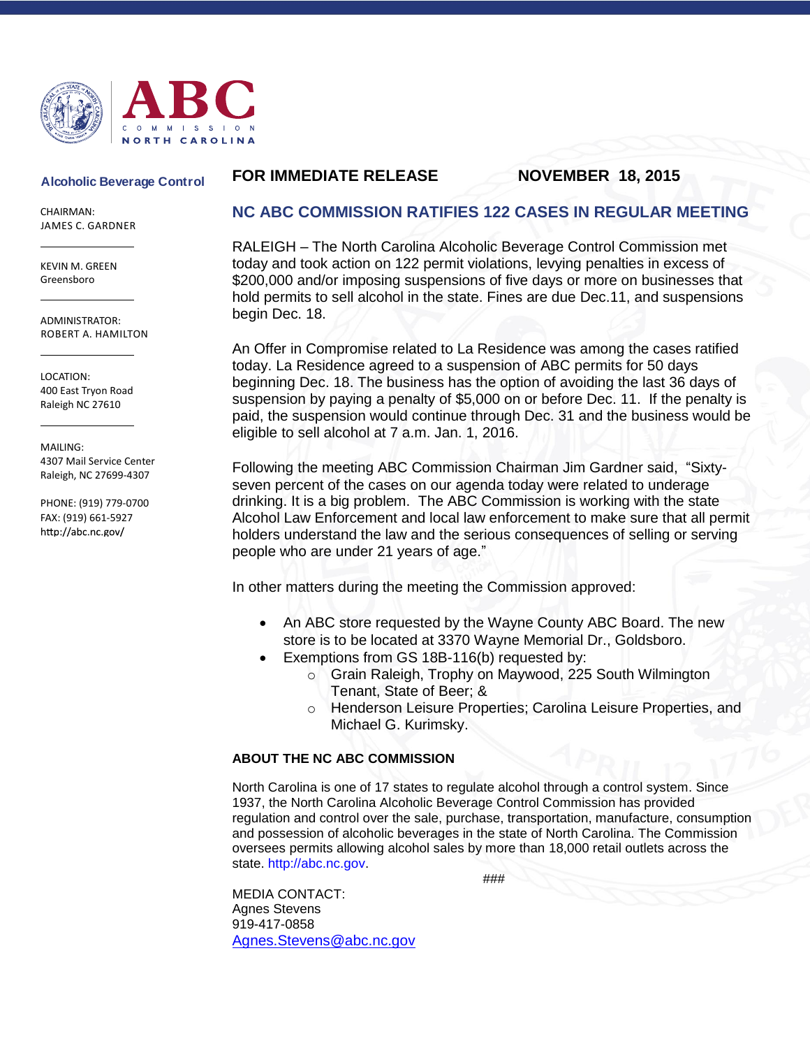ABC COMMISSION NORTH CAROLINA

**Alcoholic Beverage Control**

CHAIRMAN:
JAMES C. GARDNER

KEVIN M. GREEN
Greensboro

ADMINISTRATOR:
ROBERT A. HAMILTON

LOCATION:
400 East Tryon Road
Raleigh NC 27610

MAILING:
4307 Mail Service Center
Raleigh, NC 27699-4307

PHONE: (919) 779-0700
FAX: (919) 661-5927
http://abc.nc.gov/

**FOR IMMEDIATE RELEASE NOVEMBER 18, 2015**

## NC ABC COMMISSION RATIFIES 122 CASES IN REGULAR MEETING

RALEIGH – The North Carolina Alcoholic Beverage Control Commission met today and took action on 122 permit violations, levying penalties in excess of $200,000 and/or imposing suspensions of five days or more on businesses that hold permits to sell alcohol in the state. Fines are due Dec.11, and suspensions begin Dec. 18.

An Offer in Compromise related to La Residence was among the cases ratified today. La Residence agreed to a suspension of ABC permits for 50 days beginning Dec. 18. The business has the option of avoiding the last 36 days of suspension by paying a penalty of $5,000 on or before Dec. 11. If the penalty is paid, the suspension would continue through Dec. 31 and the business would be eligible to sell alcohol at 7 a.m. Jan. 1, 2016.

Following the meeting ABC Commission Chairman Jim Gardner said, "Sixty-seven percent of the cases on our agenda today were related to underage drinking. It is a big problem. The ABC Commission is working with the state Alcohol Law Enforcement and local law enforcement to make sure that all permit holders understand the law and the serious consequences of selling or serving people who are under 21 years of age."

In other matters during the meeting the Commission approved:

- An ABC store requested by the Wayne County ABC Board. The new store is to be located at 3370 Wayne Memorial Dr., Goldsboro.
- Exemptions from GS 18B-116(b) requested by:
  - Grain Raleigh, Trophy on Maywood, 225 South Wilmington Tenant, State of Beer; &
  - Henderson Leisure Properties; Carolina Leisure Properties, and Michael G. Kurimsky.

### ABOUT THE NC ABC COMMISSION

North Carolina is one of 17 states to regulate alcohol through a control system. Since 1937, the North Carolina Alcoholic Beverage Control Commission has provided regulation and control over the sale, purchase, transportation, manufacture, consumption and possession of alcoholic beverages in the state of North Carolina. The Commission oversees permits allowing alcohol sales by more than 18,000 retail outlets across the state. http://abc.nc.gov.

###

MEDIA CONTACT:
Agnes Stevens
919-417-0858
Agnes.Stevens@abc.nc.gov